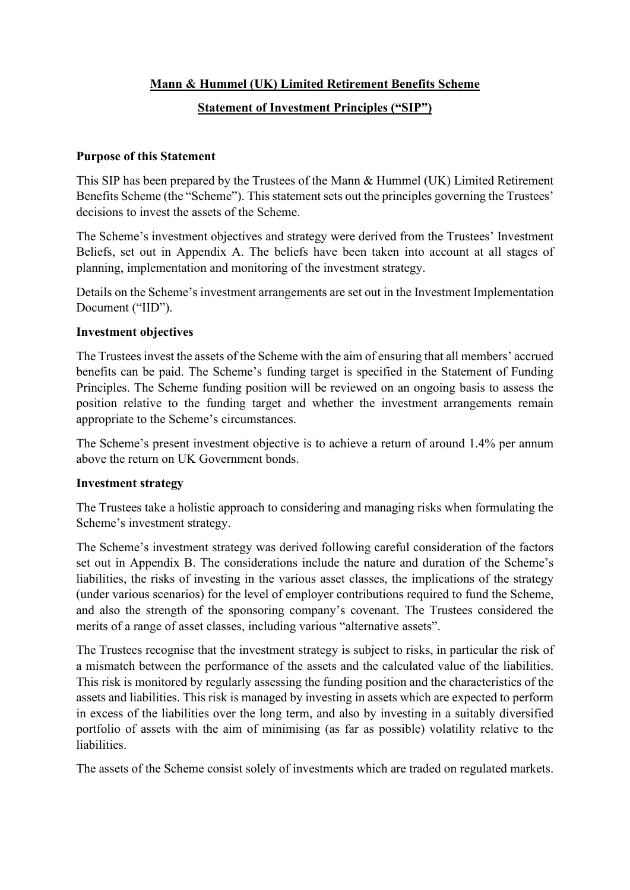# Mann & Hummel (UK) Limited Retirement Benefits Scheme

## Statement of Investment Principles ("SIP")

### Purpose of this Statement

This SIP has been prepared by the Trustees of the Mann & Hummel (UK) Limited Retirement Benefits Scheme (the "Scheme"). This statement sets out the principles governing the Trustees' decisions to invest the assets of the Scheme.

The Scheme's investment objectives and strategy were derived from the Trustees' Investment Beliefs, set out in Appendix A. The beliefs have been taken into account at all stages of planning, implementation and monitoring of the investment strategy.

Details on the Scheme's investment arrangements are set out in the Investment Implementation Document ("IID").

### Investment objectives

The Trustees invest the assets of the Scheme with the aim of ensuring that all members' accrued benefits can be paid. The Scheme's funding target is specified in the Statement of Funding Principles. The Scheme funding position will be reviewed on an ongoing basis to assess the position relative to the funding target and whether the investment arrangements remain appropriate to the Scheme's circumstances.

The Scheme's present investment objective is to achieve a return of around 1.4% per annum above the return on UK Government bonds.

### Investment strategy

The Trustees take a holistic approach to considering and managing risks when formulating the Scheme's investment strategy.

The Scheme's investment strategy was derived following careful consideration of the factors set out in Appendix B. The considerations include the nature and duration of the Scheme's liabilities, the risks of investing in the various asset classes, the implications of the strategy (under various scenarios) for the level of employer contributions required to fund the Scheme, and also the strength of the sponsoring company's covenant. The Trustees considered the merits of a range of asset classes, including various "alternative assets".

The Trustees recognise that the investment strategy is subject to risks, in particular the risk of a mismatch between the performance of the assets and the calculated value of the liabilities. This risk is monitored by regularly assessing the funding position and the characteristics of the assets and liabilities. This risk is managed by investing in assets which are expected to perform in excess of the liabilities over the long term, and also by investing in a suitably diversified portfolio of assets with the aim of minimising (as far as possible) volatility relative to the liabilities.

The assets of the Scheme consist solely of investments which are traded on regulated markets.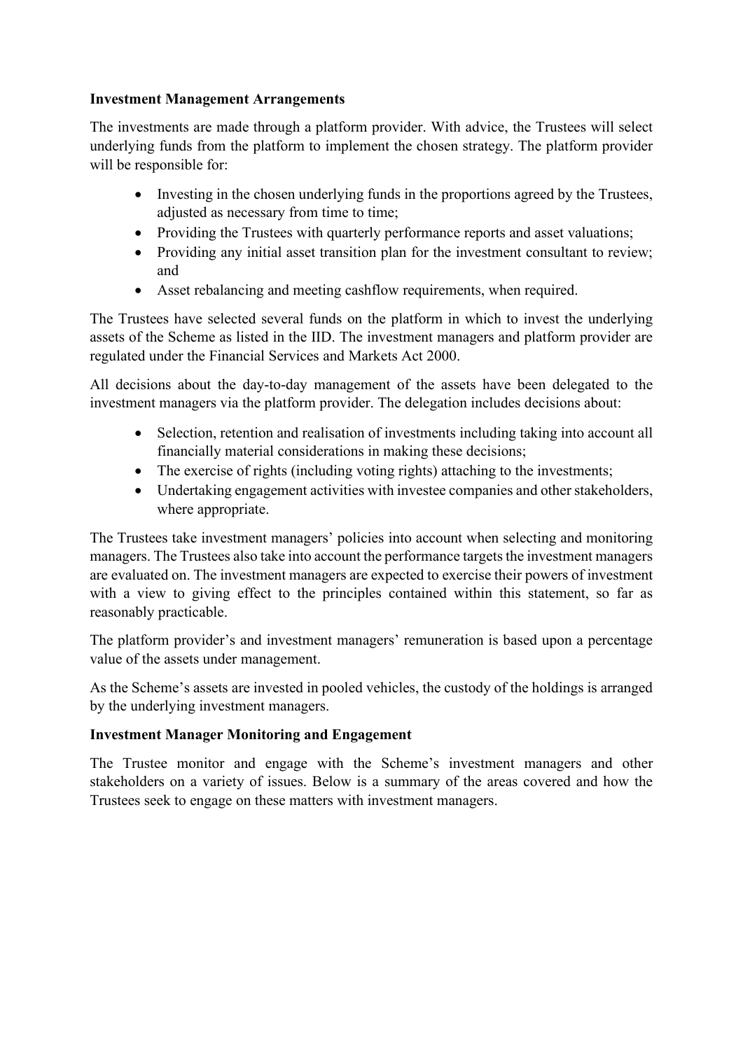**Investment Management Arrangements**

The investments are made through a platform provider. With advice, the Trustees will select underlying funds from the platform to implement the chosen strategy. The platform provider will be responsible for:

- Investing in the chosen underlying funds in the proportions agreed by the Trustees, adjusted as necessary from time to time;
- Providing the Trustees with quarterly performance reports and asset valuations;
- Providing any initial asset transition plan for the investment consultant to review; and
- Asset rebalancing and meeting cashflow requirements, when required.

The Trustees have selected several funds on the platform in which to invest the underlying assets of the Scheme as listed in the IID. The investment managers and platform provider are regulated under the Financial Services and Markets Act 2000.

All decisions about the day-to-day management of the assets have been delegated to the investment managers via the platform provider. The delegation includes decisions about:

- Selection, retention and realisation of investments including taking into account all financially material considerations in making these decisions;
- The exercise of rights (including voting rights) attaching to the investments;
- Undertaking engagement activities with investee companies and other stakeholders, where appropriate.

The Trustees take investment managers' policies into account when selecting and monitoring managers. The Trustees also take into account the performance targets the investment managers are evaluated on. The investment managers are expected to exercise their powers of investment with a view to giving effect to the principles contained within this statement, so far as reasonably practicable.

The platform provider's and investment managers' remuneration is based upon a percentage value of the assets under management.

As the Scheme's assets are invested in pooled vehicles, the custody of the holdings is arranged by the underlying investment managers.

**Investment Manager Monitoring and Engagement**

The Trustee monitor and engage with the Scheme's investment managers and other stakeholders on a variety of issues. Below is a summary of the areas covered and how the Trustees seek to engage on these matters with investment managers.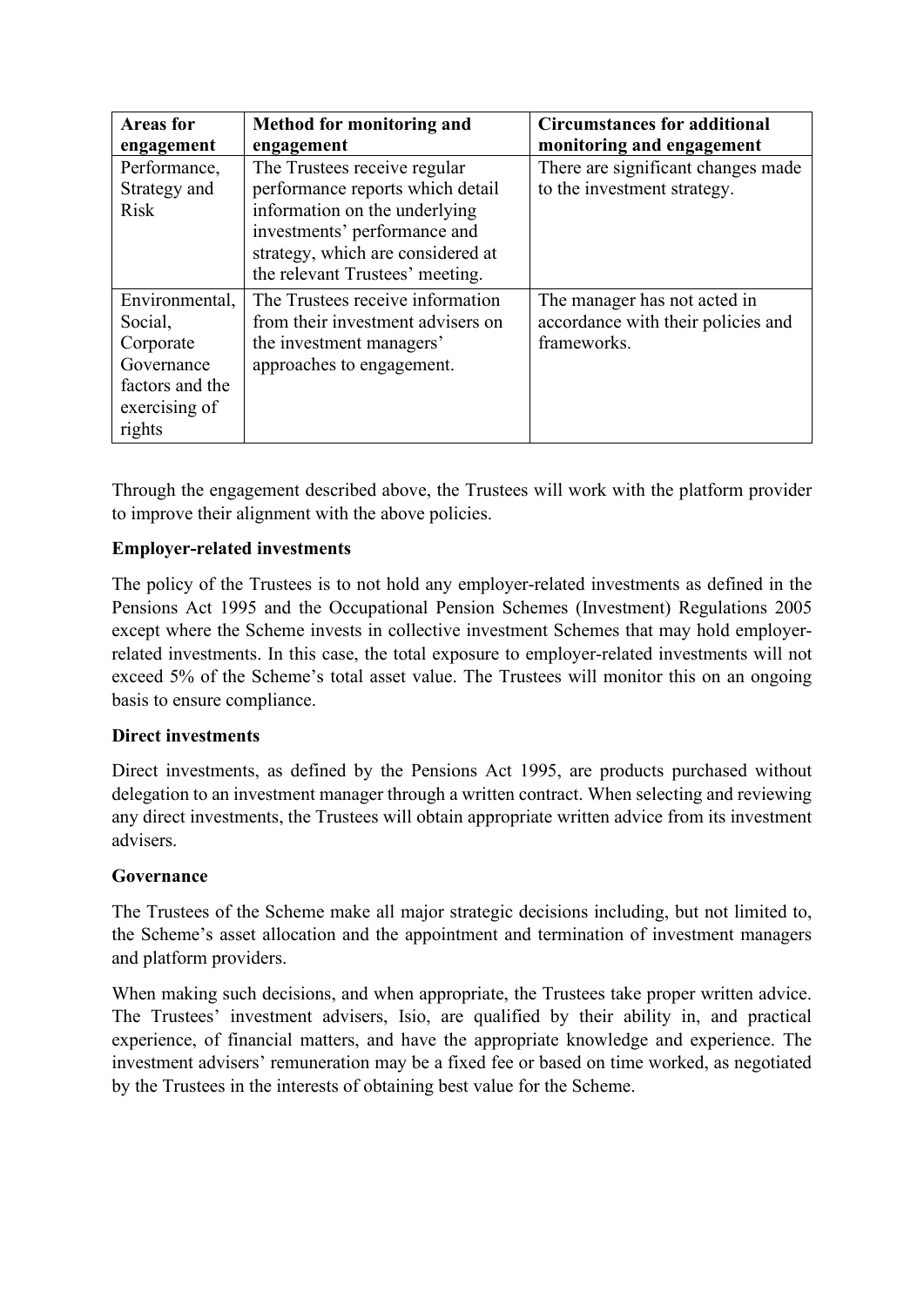| Areas for engagement | Method for monitoring and engagement | Circumstances for additional monitoring and engagement |
|---|---|---|
| Performance, Strategy and Risk | The Trustees receive regular performance reports which detail information on the underlying investments' performance and strategy, which are considered at the relevant Trustees' meeting. | There are significant changes made to the investment strategy. |
| Environmental, Social, Corporate Governance factors and the exercising of rights | The Trustees receive information from their investment advisers on the investment managers' approaches to engagement. | The manager has not acted in accordance with their policies and frameworks. |

Through the engagement described above, the Trustees will work with the platform provider to improve their alignment with the above policies.

**Employer-related investments**

The policy of the Trustees is to not hold any employer-related investments as defined in the Pensions Act 1995 and the Occupational Pension Schemes (Investment) Regulations 2005 except where the Scheme invests in collective investment Schemes that may hold employer-related investments. In this case, the total exposure to employer-related investments will not exceed 5% of the Scheme's total asset value. The Trustees will monitor this on an ongoing basis to ensure compliance.

**Direct investments**

Direct investments, as defined by the Pensions Act 1995, are products purchased without delegation to an investment manager through a written contract. When selecting and reviewing any direct investments, the Trustees will obtain appropriate written advice from its investment advisers.

**Governance**

The Trustees of the Scheme make all major strategic decisions including, but not limited to, the Scheme's asset allocation and the appointment and termination of investment managers and platform providers.

When making such decisions, and when appropriate, the Trustees take proper written advice. The Trustees' investment advisers, Isio, are qualified by their ability in, and practical experience, of financial matters, and have the appropriate knowledge and experience. The investment advisers' remuneration may be a fixed fee or based on time worked, as negotiated by the Trustees in the interests of obtaining best value for the Scheme.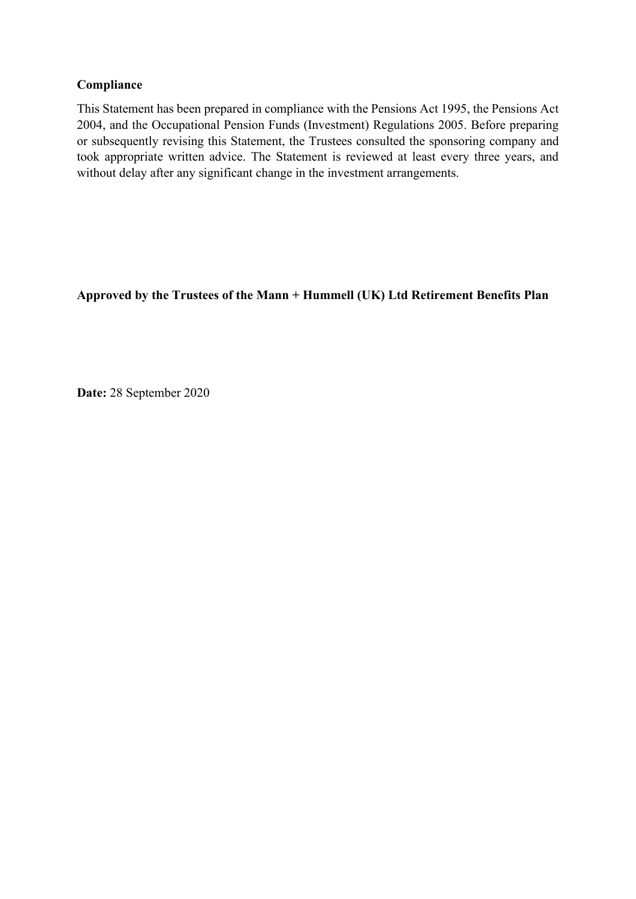**Compliance**

This Statement has been prepared in compliance with the Pensions Act 1995, the Pensions Act 2004, and the Occupational Pension Funds (Investment) Regulations 2005. Before preparing or subsequently revising this Statement, the Trustees consulted the sponsoring company and took appropriate written advice. The Statement is reviewed at least every three years, and without delay after any significant change in the investment arrangements.

**Approved by the Trustees of the Mann + Hummell (UK) Ltd Retirement Benefits Plan**

**Date:** 28 September 2020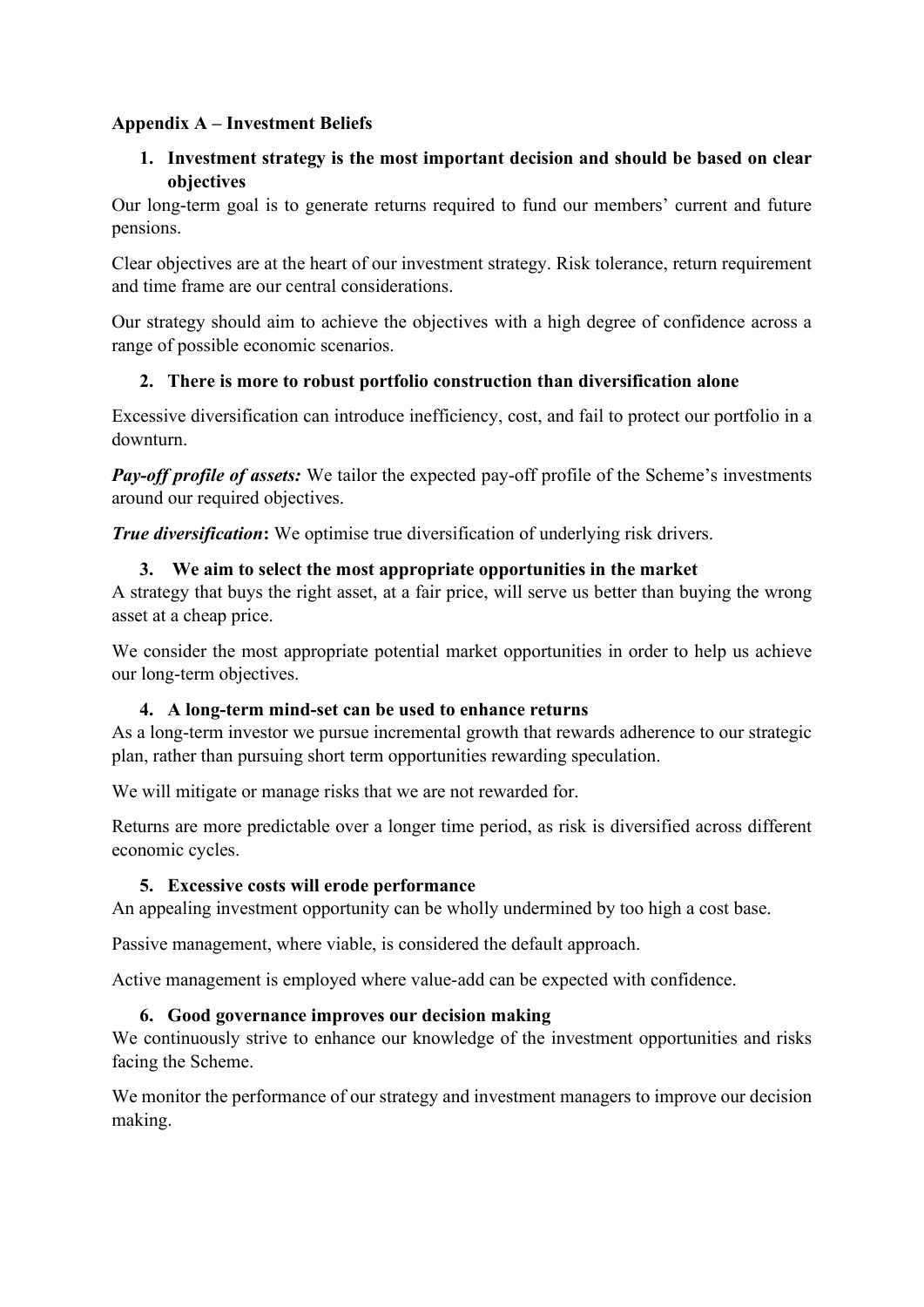**Appendix A – Investment Beliefs**

1. **Investment strategy is the most important decision and should be based on clear objectives**

Our long-term goal is to generate returns required to fund our members' current and future pensions.

Clear objectives are at the heart of our investment strategy. Risk tolerance, return requirement and time frame are our central considerations.

Our strategy should aim to achieve the objectives with a high degree of confidence across a range of possible economic scenarios.

2. **There is more to robust portfolio construction than diversification alone**

Excessive diversification can introduce inefficiency, cost, and fail to protect our portfolio in a downturn.

***Pay-off profile of assets:*** We tailor the expected pay-off profile of the Scheme's investments around our required objectives.

***True diversification*****:** We optimise true diversification of underlying risk drivers.

3. **We aim to select the most appropriate opportunities in the market**

A strategy that buys the right asset, at a fair price, will serve us better than buying the wrong asset at a cheap price.

We consider the most appropriate potential market opportunities in order to help us achieve our long-term objectives.

4. **A long-term mind-set can be used to enhance returns**

As a long-term investor we pursue incremental growth that rewards adherence to our strategic plan, rather than pursuing short term opportunities rewarding speculation.

We will mitigate or manage risks that we are not rewarded for.

Returns are more predictable over a longer time period, as risk is diversified across different economic cycles.

5. **Excessive costs will erode performance**

An appealing investment opportunity can be wholly undermined by too high a cost base.

Passive management, where viable, is considered the default approach.

Active management is employed where value-add can be expected with confidence.

6. **Good governance improves our decision making**

We continuously strive to enhance our knowledge of the investment opportunities and risks facing the Scheme.

We monitor the performance of our strategy and investment managers to improve our decision making.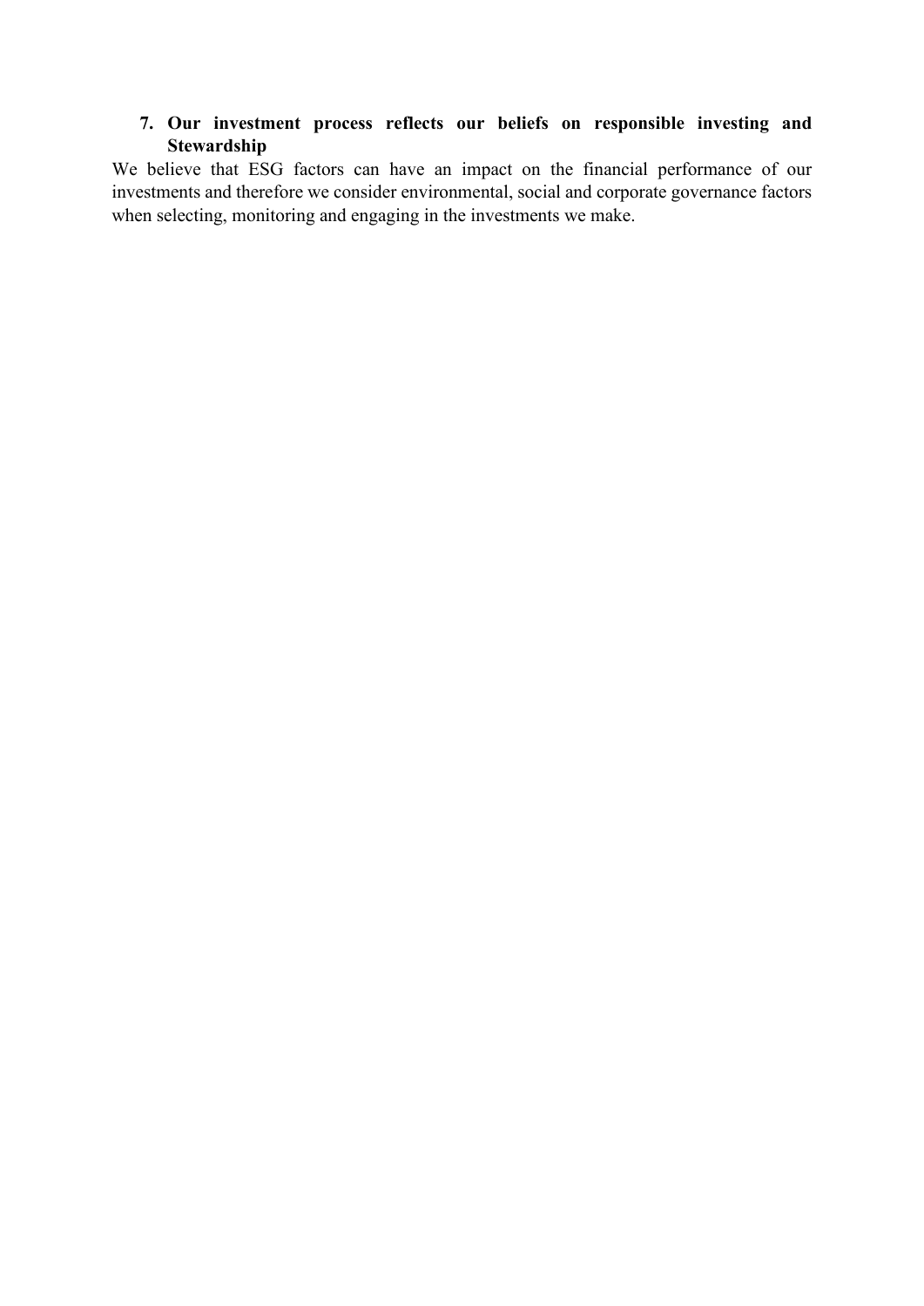7. **Our investment process reflects our beliefs on responsible investing and Stewardship**

We believe that ESG factors can have an impact on the financial performance of our investments and therefore we consider environmental, social and corporate governance factors when selecting, monitoring and engaging in the investments we make.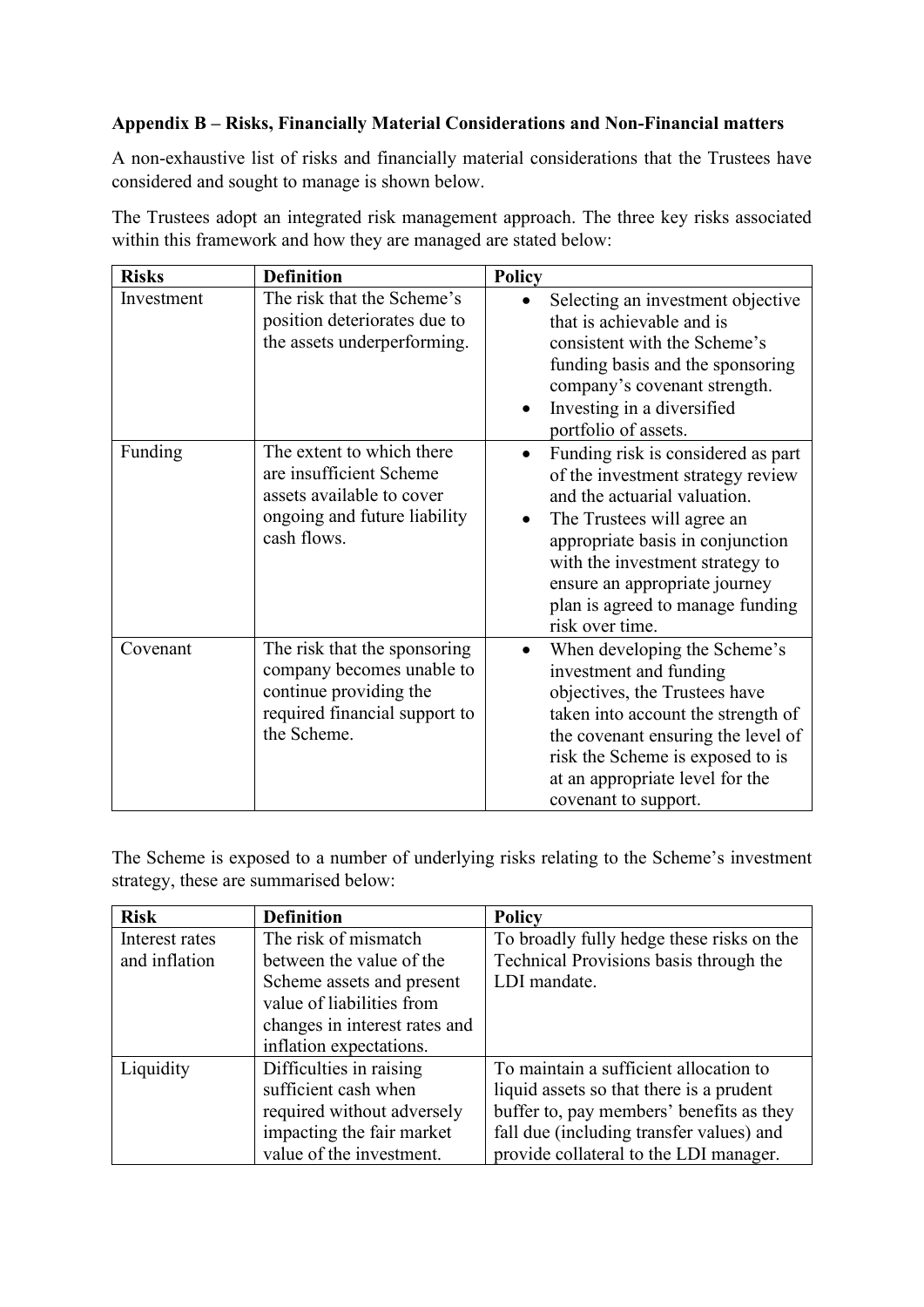**Appendix B – Risks, Financially Material Considerations and Non-Financial matters**

A non-exhaustive list of risks and financially material considerations that the Trustees have considered and sought to manage is shown below.

The Trustees adopt an integrated risk management approach. The three key risks associated within this framework and how they are managed are stated below:

| Risks | Definition | Policy |
|---|---|---|
| Investment | The risk that the Scheme's position deteriorates due to the assets underperforming. | • Selecting an investment objective that is achievable and is consistent with the Scheme's funding basis and the sponsoring company's covenant strength.<br>• Investing in a diversified portfolio of assets. |
| Funding | The extent to which there are insufficient Scheme assets available to cover ongoing and future liability cash flows. | • Funding risk is considered as part of the investment strategy review and the actuarial valuation.<br>• The Trustees will agree an appropriate basis in conjunction with the investment strategy to ensure an appropriate journey plan is agreed to manage funding risk over time. |
| Covenant | The risk that the sponsoring company becomes unable to continue providing the required financial support to the Scheme. | • When developing the Scheme's investment and funding objectives, the Trustees have taken into account the strength of the covenant ensuring the level of risk the Scheme is exposed to is at an appropriate level for the covenant to support. |

The Scheme is exposed to a number of underlying risks relating to the Scheme's investment strategy, these are summarised below:

| Risk | Definition | Policy |
|---|---|---|
| Interest rates and inflation | The risk of mismatch between the value of the Scheme assets and present value of liabilities from changes in interest rates and inflation expectations. | To broadly fully hedge these risks on the Technical Provisions basis through the LDI mandate. |
| Liquidity | Difficulties in raising sufficient cash when required without adversely impacting the fair market value of the investment. | To maintain a sufficient allocation to liquid assets so that there is a prudent buffer to, pay members' benefits as they fall due (including transfer values) and provide collateral to the LDI manager. |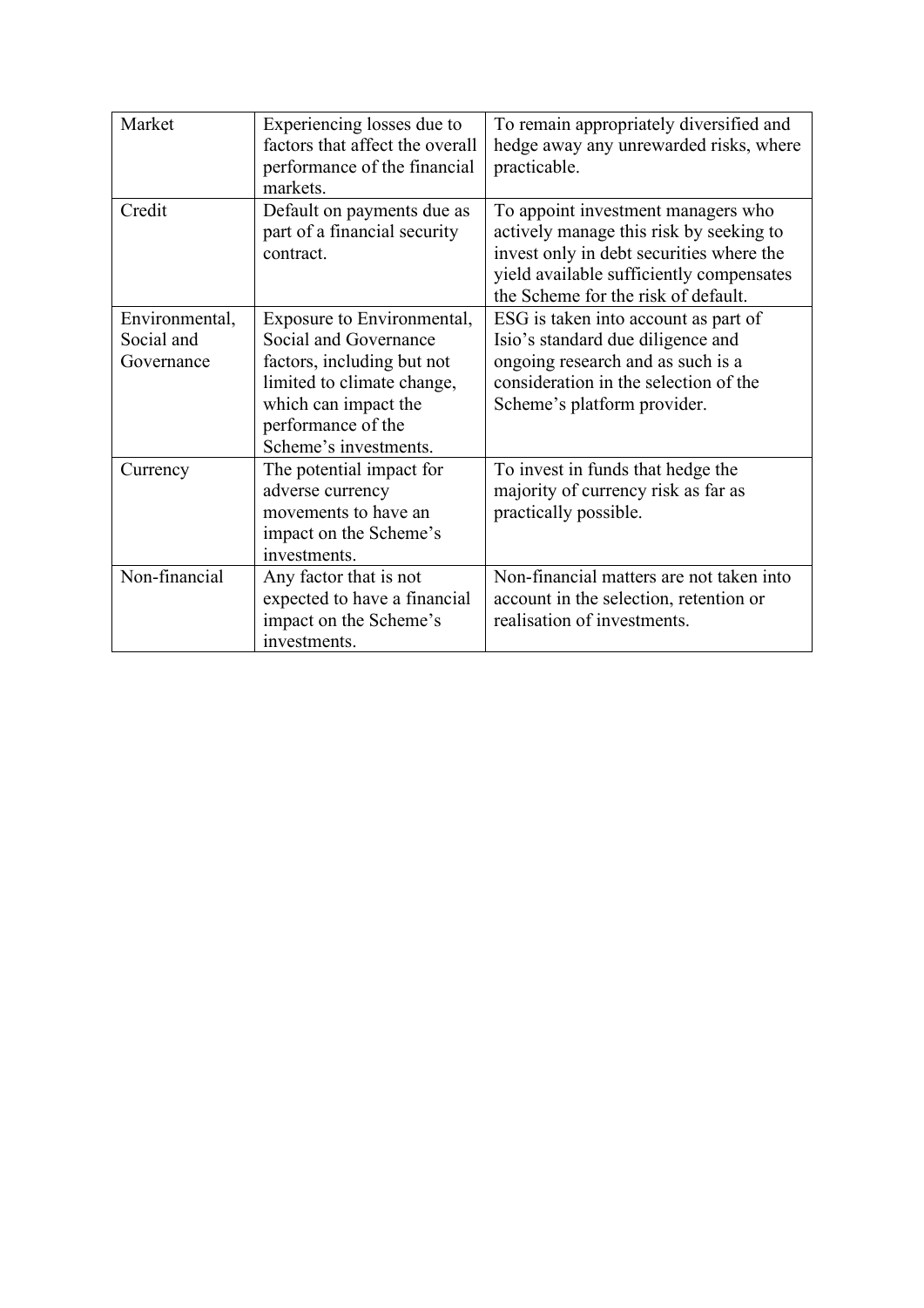| Market | Experiencing losses due to factors that affect the overall performance of the financial markets. | To remain appropriately diversified and hedge away any unrewarded risks, where practicable. |
|---|---|---|
| Credit | Default on payments due as part of a financial security contract. | To appoint investment managers who actively manage this risk by seeking to invest only in debt securities where the yield available sufficiently compensates the Scheme for the risk of default. |
| Environmental, Social and Governance | Exposure to Environmental, Social and Governance factors, including but not limited to climate change, which can impact the performance of the Scheme's investments. | ESG is taken into account as part of Isio's standard due diligence and ongoing research and as such is a consideration in the selection of the Scheme's platform provider. |
| Currency | The potential impact for adverse currency movements to have an impact on the Scheme's investments. | To invest in funds that hedge the majority of currency risk as far as practically possible. |
| Non-financial | Any factor that is not expected to have a financial impact on the Scheme's investments. | Non-financial matters are not taken into account in the selection, retention or realisation of investments. |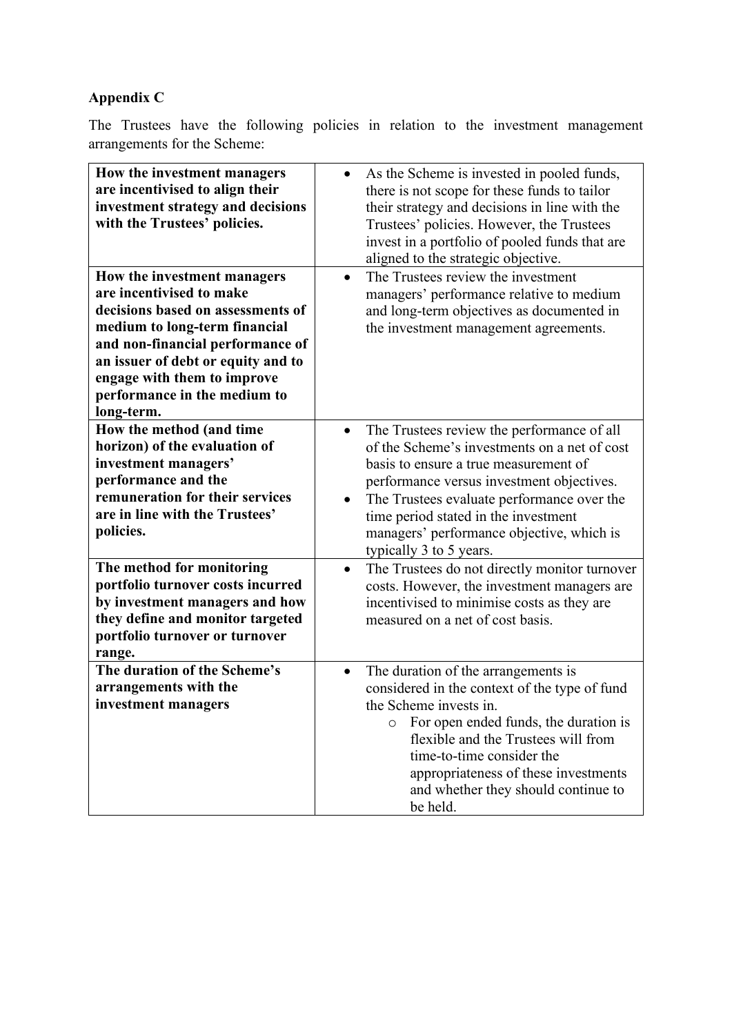**Appendix C**

The Trustees have the following policies in relation to the investment management arrangements for the Scheme:

| | |
|---|---|
| **How the investment managers are incentivised to align their investment strategy and decisions with the Trustees' policies.** | • As the Scheme is invested in pooled funds, there is not scope for these funds to tailor their strategy and decisions in line with the Trustees' policies. However, the Trustees invest in a portfolio of pooled funds that are aligned to the strategic objective. |
| **How the investment managers are incentivised to make decisions based on assessments of medium to long-term financial and non-financial performance of an issuer of debt or equity and to engage with them to improve performance in the medium to long-term.** | • The Trustees review the investment managers' performance relative to medium and long-term objectives as documented in the investment management agreements. |
| **How the method (and time horizon) of the evaluation of investment managers' performance and the remuneration for their services are in line with the Trustees' policies.** | • The Trustees review the performance of all of the Scheme's investments on a net of cost basis to ensure a true measurement of performance versus investment objectives.<br>• The Trustees evaluate performance over the time period stated in the investment managers' performance objective, which is typically 3 to 5 years. |
| **The method for monitoring portfolio turnover costs incurred by investment managers and how they define and monitor targeted portfolio turnover or turnover range.** | • The Trustees do not directly monitor turnover costs. However, the investment managers are incentivised to minimise costs as they are measured on a net of cost basis. |
| **The duration of the Scheme's arrangements with the investment managers** | • The duration of the arrangements is considered in the context of the type of fund the Scheme invests in.<br>&nbsp;&nbsp;&nbsp;&nbsp;○ For open ended funds, the duration is flexible and the Trustees will from time-to-time consider the appropriateness of these investments and whether they should continue to be held. |